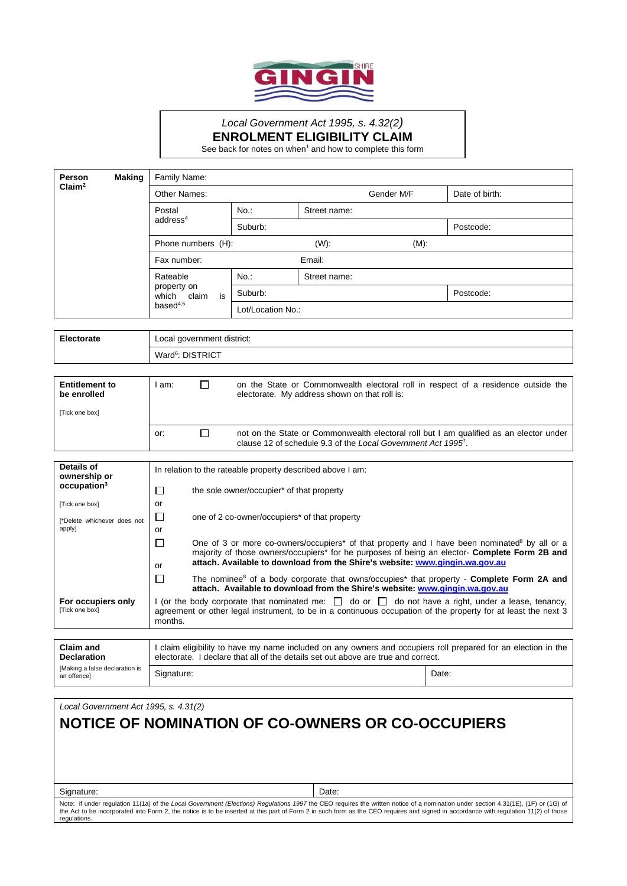SHIRE GINGIN

*Local Government Act 1995, s. 4.32(2)*

# ENROLMENT ELIGIBILITY CLAIM

See back for notes on when[1] and how to complete this form

| **Person Making Claim[2]** | Family Name: | | | |
|---|---|---|---|---|
| | Other Names: | | Gender M/F | Date of birth: |
| | Postal address[4] | No.: | Street name: | |
| | | Suburb: | | Postcode: |
| | Phone numbers (H): | (W): | (M): | |
| | Fax number: | Email: | | |
| | Rateable property on which claim is based[4,5] | No.: | Street name: | |
| | | Suburb: | | Postcode: |
| | | Lot/Location No.: | | |

| **Electorate** | Local government district: |
|---|---|
| | Ward[6]: DISTRICT |

| **Entitlement to be enrolled** [Tick one box] | | | |
|---|---|---|---|
| | I am: | ☐ | on the State or Commonwealth electoral roll in respect of a residence outside the electorate. My address shown on that roll is: |
| | or: | ☐ | not on the State or Commonwealth electoral roll but I am qualified as an elector under clause 12 of schedule 9.3 of the *Local Government Act 1995*[7]. |

| **Details of ownership or occupation[3]** [Tick one box] [*Delete whichever does not apply] | In relation to the rateable property described above I am: |
|---|---|
| | ☐ the sole owner/occupier* of that property |
| | or |
| | ☐ one of 2 co-owner/occupiers* of that property |
| | or |
| | ☐ One of 3 or more co-owners/occupiers* of that property and I have been nominated[8] by all or a majority of those owners/occupiers* for he purposes of being an elector- **Complete Form 2B and attach. Available to download from the Shire's website: www.gingin.wa.gov.au** |
| | or |
| | ☐ The nominee[8] of a body corporate that owns/occupies* that property - **Complete Form 2A and attach. Available to download from the Shire's website: www.gingin.wa.gov.au** |
| **For occupiers only** [Tick one box] | I (or the body corporate that nominated me: ☐ do or ☐ do not have a right, under a lease, tenancy, agreement or other legal instrument, to be in a continuous occupation of the property for at least the next 3 months. |

| **Claim and Declaration** [Making a false declaration is an offence] | I claim eligibility to have my name included on any owners and occupiers roll prepared for an election in the electorate. I declare that all of the details set out above are true and correct. | |
|---|---|---|
| | Signature: | Date: |

*Local Government Act 1995, s. 4.31(2)*

## NOTICE OF NOMINATION OF CO-OWNERS OR CO-OCCUPIERS

| Signature: | Date: |
|---|---|

Note: if under regulation 11(1a) of the *Local Government (Elections) Regulations 1997* the CEO requires the written notice of a nomination under section 4.31(1E), (1F) or (1G) of the Act to be incorporated into Form 2, the notice is to be inserted at this part of Form 2 in such form as the CEO requires and signed in accordance with regulation 11(2) of those regulations.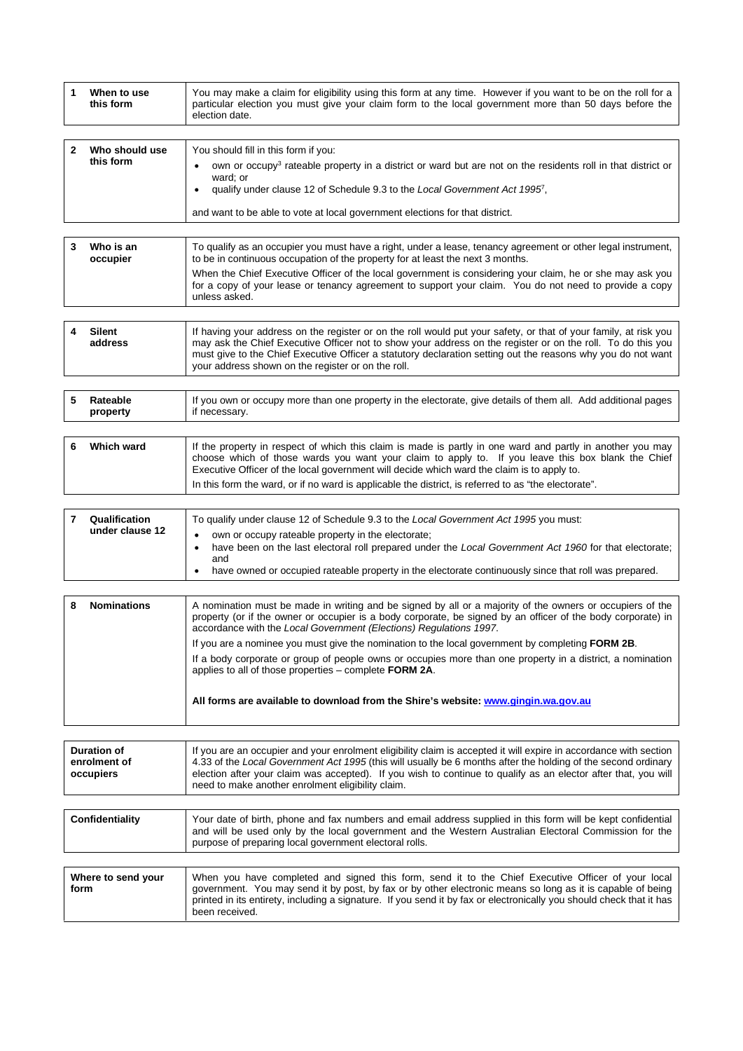| | | |
|---|---|---|
| 1 | **When to use this form** | You may make a claim for eligibility using this form at any time. However if you want to be on the roll for a particular election you must give your claim form to the local government more than 50 days before the election date. |

| | | |
|---|---|---|
| 2 | **Who should use this form** | You should fill in this form if you:<br>• own or occupy[3] rateable property in a district or ward but are not on the residents roll in that district or ward; or<br>• qualify under clause 12 of Schedule 9.3 to the *Local Government Act 1995*[7],<br><br>and want to be able to vote at local government elections for that district. |

| | | |
|---|---|---|
| 3 | **Who is an occupier** | To qualify as an occupier you must have a right, under a lease, tenancy agreement or other legal instrument, to be in continuous occupation of the property for at least the next 3 months.<br>When the Chief Executive Officer of the local government is considering your claim, he or she may ask you for a copy of your lease or tenancy agreement to support your claim. You do not need to provide a copy unless asked. |

| | | |
|---|---|---|
| 4 | **Silent address** | If having your address on the register or on the roll would put your safety, or that of your family, at risk you may ask the Chief Executive Officer not to show your address on the register or on the roll. To do this you must give to the Chief Executive Officer a statutory declaration setting out the reasons why you do not want your address shown on the register or on the roll. |

| | | |
|---|---|---|
| 5 | **Rateable property** | If you own or occupy more than one property in the electorate, give details of them all. Add additional pages if necessary. |

| | | |
|---|---|---|
| 6 | **Which ward** | If the property in respect of which this claim is made is partly in one ward and partly in another you may choose which of those wards you want your claim to apply to. If you leave this box blank the Chief Executive Officer of the local government will decide which ward the claim is to apply to.<br>In this form the ward, or if no ward is applicable the district, is referred to as "the electorate". |

| | | |
|---|---|---|
| 7 | **Qualification under clause 12** | To qualify under clause 12 of Schedule 9.3 to the *Local Government Act 1995* you must:<br>• own or occupy rateable property in the electorate;<br>• have been on the last electoral roll prepared under the *Local Government Act 1960* for that electorate; and<br>• have owned or occupied rateable property in the electorate continuously since that roll was prepared. |

| | | |
|---|---|---|
| 8 | **Nominations** | A nomination must be made in writing and be signed by all or a majority of the owners or occupiers of the property (or if the owner or occupier is a body corporate, be signed by an officer of the body corporate) in accordance with the *Local Government (Elections) Regulations 1997*.<br>If you are a nominee you must give the nomination to the local government by completing **FORM 2B**.<br>If a body corporate or group of people owns or occupies more than one property in a district, a nomination applies to all of those properties – complete **FORM 2A**.<br><br>**All forms are available to download from the Shire's website: www.gingin.wa.gov.au** |

| | |
|---|---|
| **Duration of enrolment of occupiers** | If you are an occupier and your enrolment eligibility claim is accepted it will expire in accordance with section 4.33 of the *Local Government Act 1995* (this will usually be 6 months after the holding of the second ordinary election after your claim was accepted). If you wish to continue to qualify as an elector after that, you will need to make another enrolment eligibility claim. |

| | |
|---|---|
| **Confidentiality** | Your date of birth, phone and fax numbers and email address supplied in this form will be kept confidential and will be used only by the local government and the Western Australian Electoral Commission for the purpose of preparing local government electoral rolls. |

| | |
|---|---|
| **Where to send your form** | When you have completed and signed this form, send it to the Chief Executive Officer of your local government. You may send it by post, by fax or by other electronic means so long as it is capable of being printed in its entirety, including a signature. If you send it by fax or electronically you should check that it has been received. |